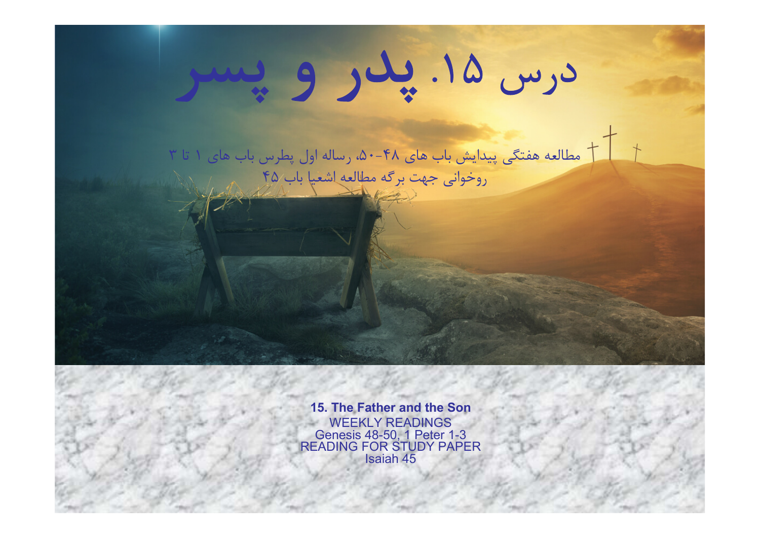# درس ۱۵. پدر و پسر

مطالعه هفتگی پیدایش باب های ۴۸-۵۰، رساله اول پطرس باب های ۱ تا ۳

روخوانی جهت برگه مطالعه اشعیا باب ۴۵

**15. The Father and the Son**

WEEKLY READINGS

Genesis 48-50, 1 Peter 1-3

READING FOR STUDY PAPER

Isaiah 45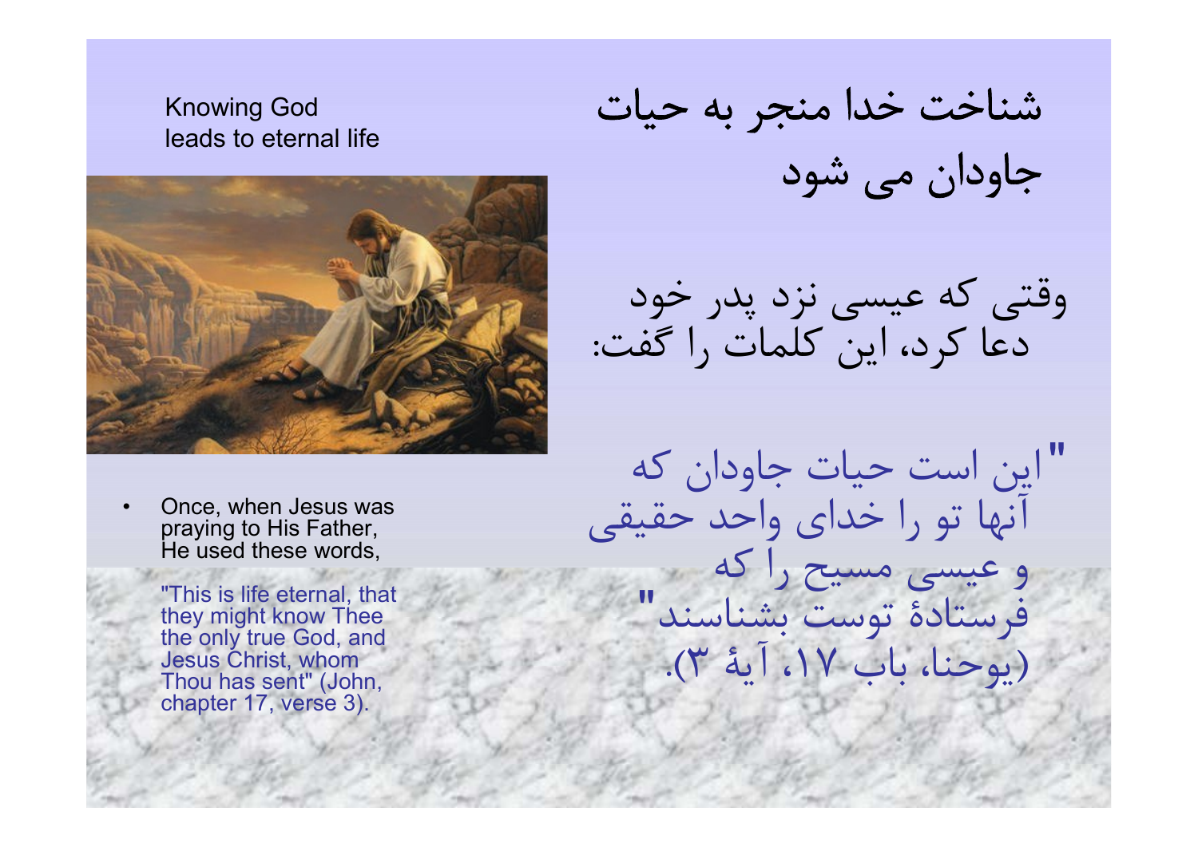Knowing God leads to eternal life

# شناخت خدا منجر به حیات جاودان می شود

- Once, when Jesus was praying to His Father, He used these words,

  "This is life eternal, that they might know Thee the only true God, and Jesus Christ, whom Thou has sent" (John, chapter 17, verse 3).

وقتی که عیسی نزد پدر خود دعا کرد، این کلمات را گفت:

"این است حیات جاودان که آنها تو را خدای واحد حقیقی و عیسی مسیح را که فرستادهٔ توست بشناسند" (یوحنا، باب ۱۷، آیهٔ ۳).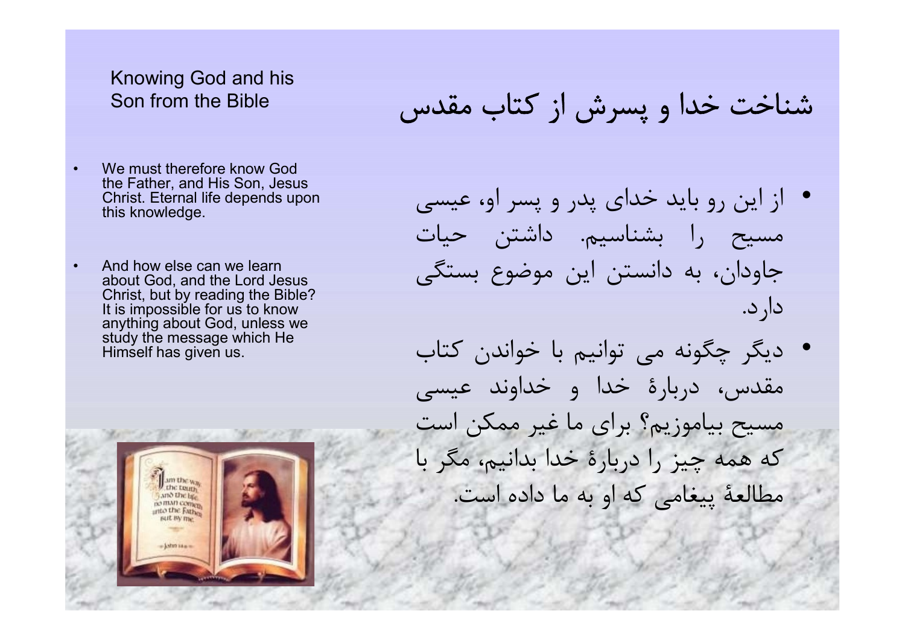Knowing God and his Son from the Bible

# شناخت خدا و پسرش از کتاب مقدس

- We must therefore know God the Father, and His Son, Jesus Christ. Eternal life depends upon this knowledge.
- And how else can we learn about God, and the Lord Jesus Christ, but by reading the Bible? It is impossible for us to know anything about God, unless we study the message which He Himself has given us.

- از این رو باید خدای پدر و پسر او، عیسی مسیح را بشناسیم. داشتن حیات جاودان، به دانستن این موضوع بستگی دارد.
- دیگر چگونه می توانیم با خواندن کتاب مقدس، دربارۀ خدا و خداوند عیسی مسیح بیاموزیم؟ برای ما غیر ممکن است که همه چیز را دربارۀ خدا بدانیم، مگر با مطالعۀ پیغامی که او به ما داده است.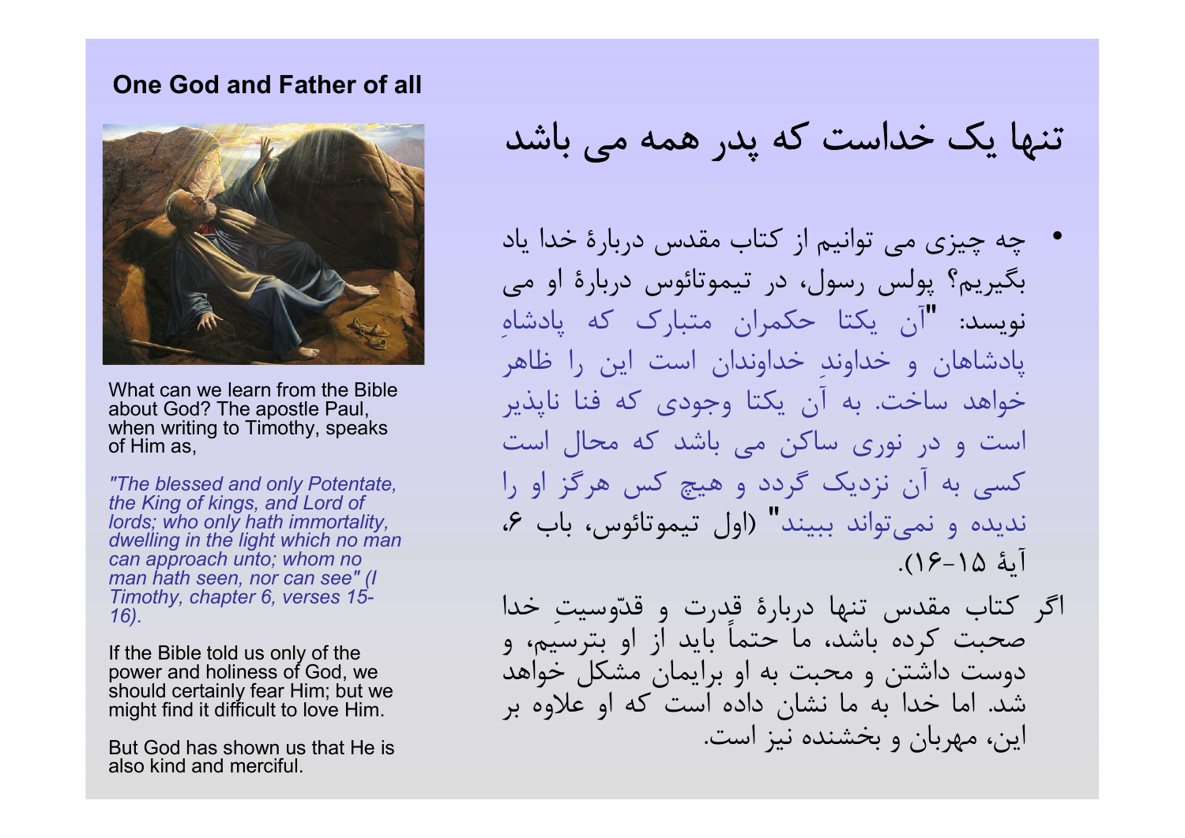## One God and Father of all

What can we learn from the Bible about God? The apostle Paul, when writing to Timothy, speaks of Him as,

*"The blessed and only Potentate, the King of kings, and Lord of lords; who only hath immortality, dwelling in the light which no man can approach unto; whom no man hath seen, nor can see" (I Timothy, chapter 6, verses 15-16).*

If the Bible told us only of the power and holiness of God, we should certainly fear Him; but we might find it difficult to love Him.

But God has shown us that He is also kind and merciful.

# تنها یک خداست که پدر همه می باشد

- چه چیزی می توانیم از کتاب مقدس دربارهٔ خدا یاد بگیریم؟ پولس رسول، در تیموتائوس دربارهٔ او می نویسد: "آن یکتا حکمران متبارک که پادشاهِ پادشاهان و خداوندِ خداوندان است این را ظاهر خواهد ساخت. به آن یکتا وجودی که فنا ناپذیر است و در نوری ساکن می باشد که محال است کسی به آن نزدیک گردد و هیچ کس هرگز او را ندیده و نمی‌تواند ببیند" (اول تیموتائوس، باب ۶، آیهٔ ۱۵-۱۶).

اگر کتاب مقدس تنها دربارهٔ قدرت و قدّوسیتِ خدا صحبت کرده باشد، ما حتماً باید از او بترسیم، و دوست داشتن و محبت به او برایمان مشکل خواهد شد. اما خدا به ما نشان داده است که او علاوه بر این، مهربان و بخشنده نیز است.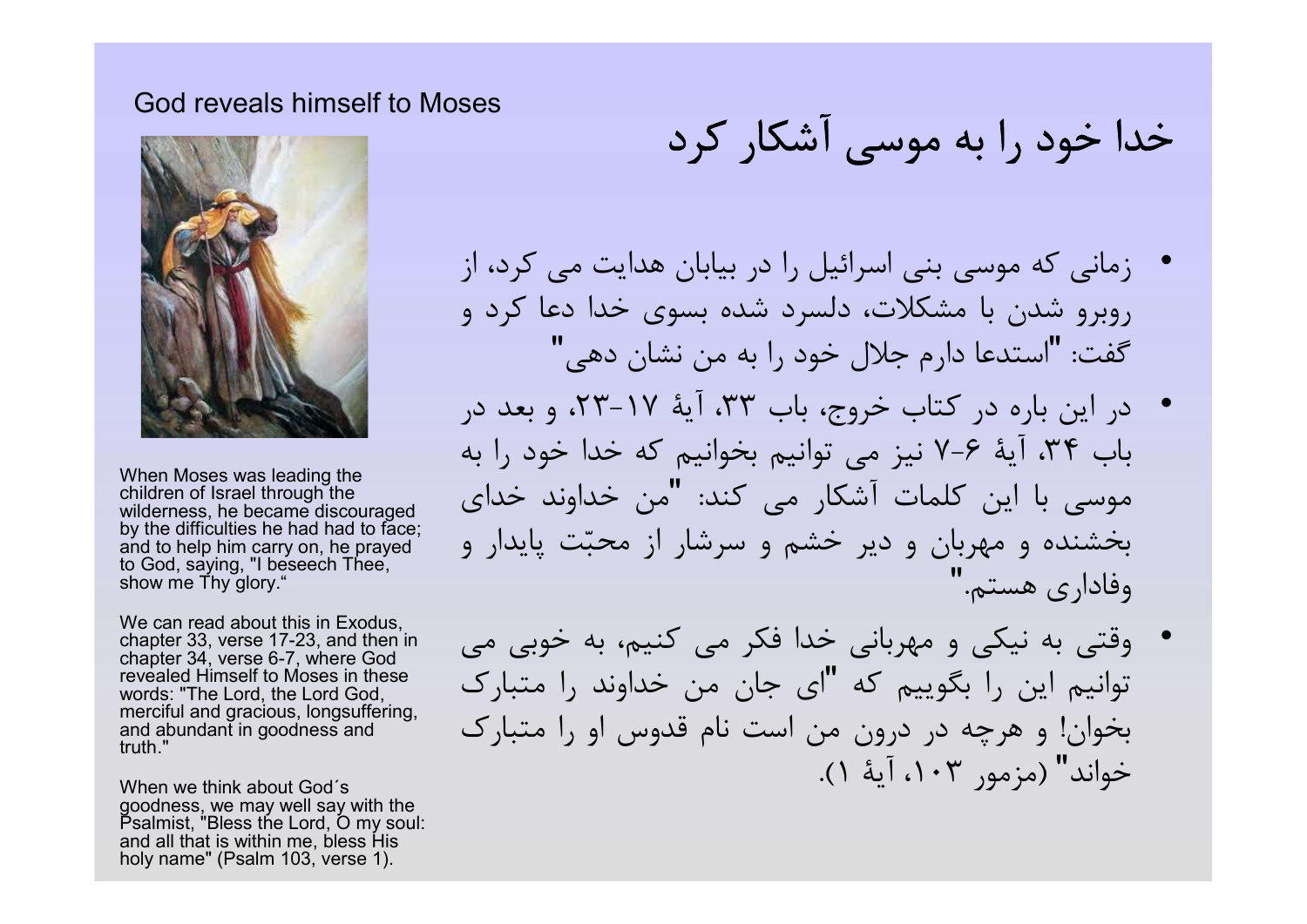God reveals himself to Moses

When Moses was leading the children of Israel through the wilderness, he became discouraged by the difficulties he had had to face; and to help him carry on, he prayed to God, saying, "I beseech Thee, show me Thy glory."

We can read about this in Exodus, chapter 33, verse 17-23, and then in chapter 34, verse 6-7, where God revealed Himself to Moses in these words: "The Lord, the Lord God, merciful and gracious, longsuffering, and abundant in goodness and truth."

When we think about God´s goodness, we may well say with the Psalmist, "Bless the Lord, O my soul: and all that is within me, bless His holy name" (Psalm 103, verse 1).

# خدا خود را به موسی آشکار کرد

- زمانی که موسی بنی اسرائیل را در بیابان هدایت می کرد، از روبرو شدن با مشکلات، دلسرد شده بسوی خدا دعا کرد و گفت: "استدعا دارم جلال خود را به من نشان دهی"
- در این باره در کتاب خروج، باب ۳۳، آیهٔ ۱۷-۲۳، و بعد در باب ۳۴، آیهٔ ۶-۷ نیز می توانیم بخوانیم که خدا خود را به موسی با این کلمات آشکار می کند: "من خداوند خدای بخشنده و مهربان و دیر خشم و سرشار از محبّت پایدار و وفاداری هستم."
- وقتی به نیکی و مهربانی خدا فکر می کنیم، به خوبی می توانیم این را بگوییم که "ای جان من خداوند را متبارک بخوان! و هرچه در درون من است نام قدوس او را متبارک خواند" (مزمور ۱۰۳، آیهٔ ۱).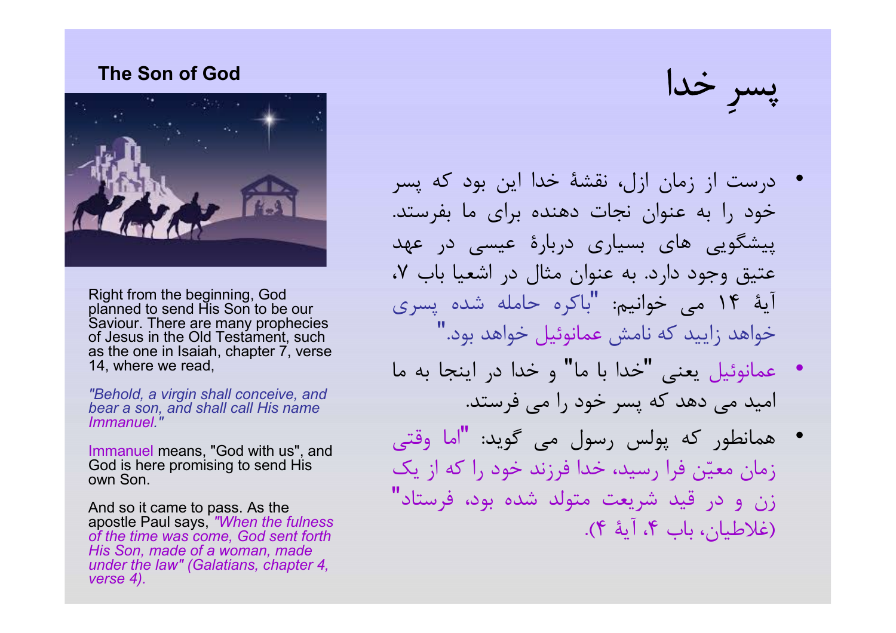## The Son of God

Right from the beginning, God planned to send His Son to be our Saviour. There are many prophecies of Jesus in the Old Testament, such as the one in Isaiah, chapter 7, verse 14, where we read,

*"Behold, a virgin shall conceive, and bear a son, and shall call His name Immanuel."*

Immanuel means, "God with us", and God is here promising to send His own Son.

And so it came to pass. As the apostle Paul says, *"When the fulness of the time was come, God sent forth His Son, made of a woman, made under the law" (Galatians, chapter 4, verse 4).*

# پسرِ خدا

- درست از زمان ازل، نقشهٔ خدا این بود که پسر خود را به عنوان نجات دهنده برای ما بفرستد. پیشگویی های بسیاری دربارهٔ عیسی در عهد عتیق وجود دارد. به عنوان مثال در اشعیا باب ۷، آیهٔ ۱۴ می خوانیم: "باکره حامله شده پسری خواهد زایید که نامش عمانوئیل خواهد بود."
- عمانوئیل یعنی "خدا با ما" و خدا در اینجا به ما امید می دهد که پسر خود را می فرستد.
- همانطور که پولس رسول می گوید: "اما وقتی زمان معیّن فرا رسید، خدا فرزند خود را که از یک زن و در قید شریعت متولد شده بود، فرستاد" (غلاطیان، باب ۴، آیهٔ ۴).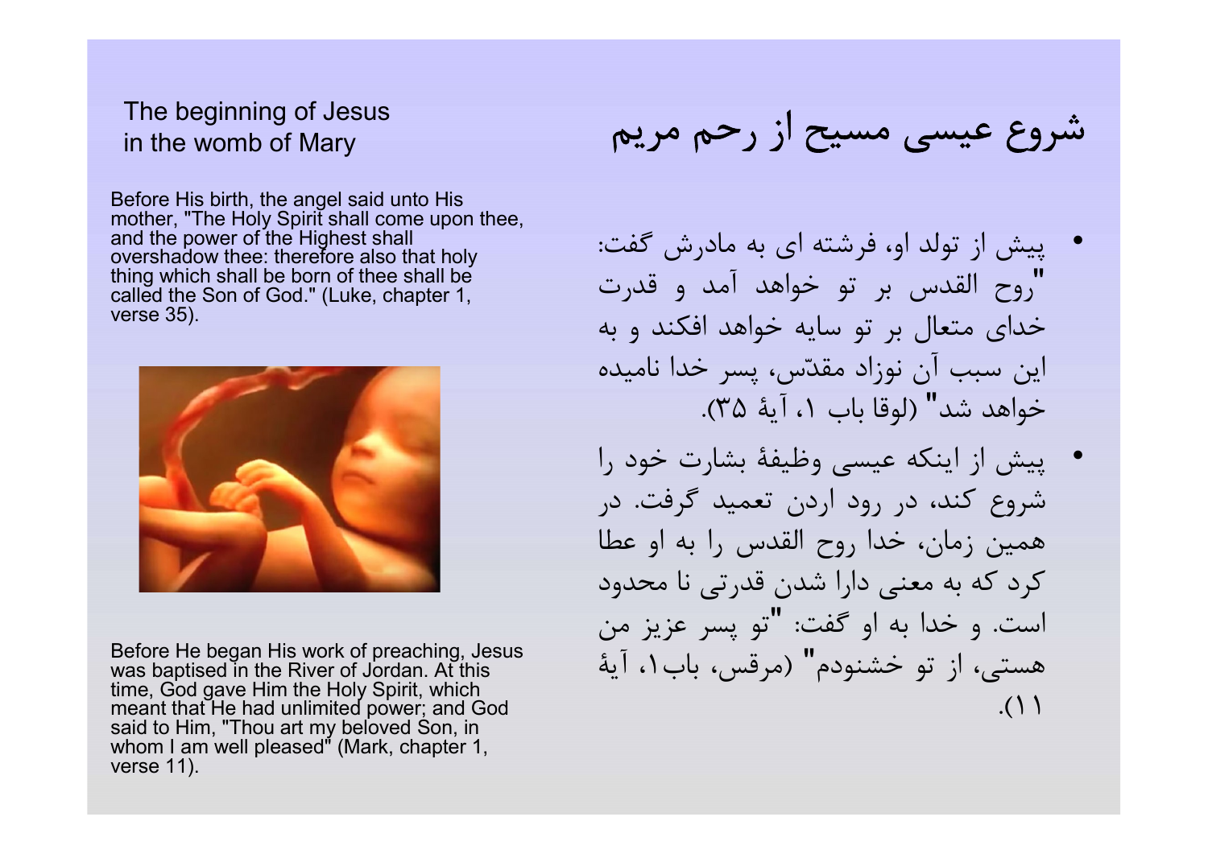## The beginning of Jesus in the womb of Mary

Before His birth, the angel said unto His mother, "The Holy Spirit shall come upon thee, and the power of the Highest shall overshadow thee: therefore also that holy thing which shall be born of thee shall be called the Son of God." (Luke, chapter 1, verse 35).

Before He began His work of preaching, Jesus was baptised in the River of Jordan. At this time, God gave Him the Holy Spirit, which meant that He had unlimited power; and God said to Him, "Thou art my beloved Son, in whom I am well pleased" (Mark, chapter 1, verse 11).

## شروع عیسی مسیح از رحم مریم

- پیش از تولد او، فرشته ای به مادرش گفت: "روح القدس بر تو خواهد آمد و قدرت خدای متعال بر تو سایه خواهد افکند و به این سبب آن نوزاد مقدّس، پسر خدا نامیده خواهد شد" (لوقا باب ۱، آیهٔ ۳۵).
- پیش از اینکه عیسی وظیفهٔ بشارت خود را شروع کند، در رود اردن تعمید گرفت. در همین زمان، خدا روح القدس را به او عطا کرد که به معنی دارا شدن قدرتی نا محدود است. و خدا به او گفت: "تو پسر عزیز من هستی، از تو خشنودم" (مرقس، باب۱، آیهٔ ۱۱).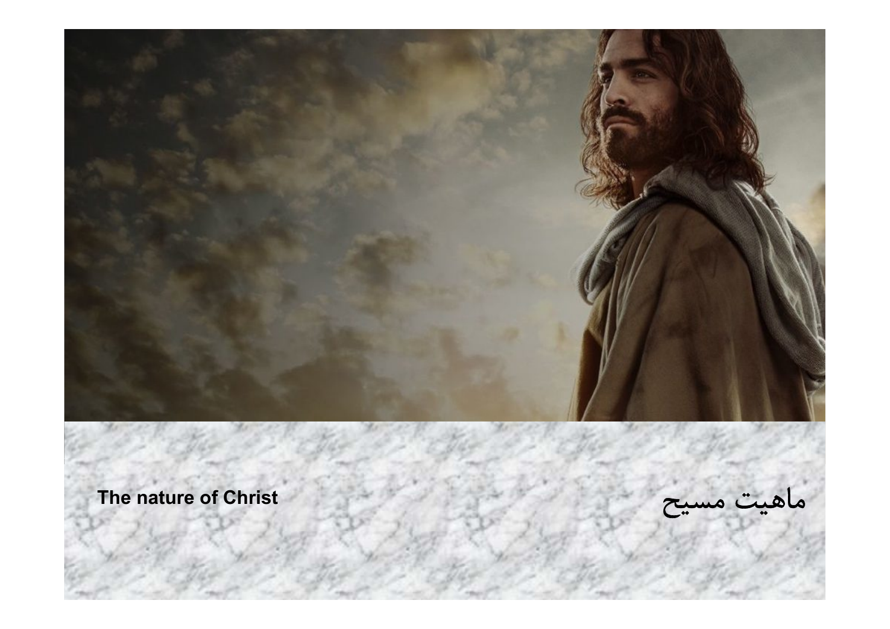**The nature of Christ**

ماهیت مسیح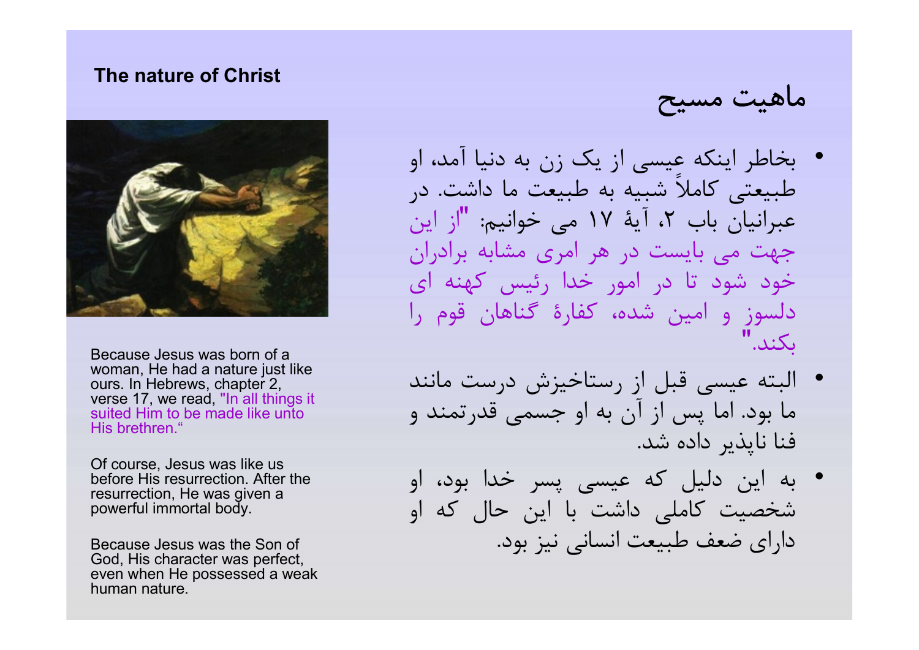## The nature of Christ

Because Jesus was born of a woman, He had a nature just like ours. In Hebrews, chapter 2, verse 17, we read, "In all things it suited Him to be made like unto His brethren."

Of course, Jesus was like us before His resurrection. After the resurrection, He was given a powerful immortal body.

Because Jesus was the Son of God, His character was perfect, even when He possessed a weak human nature.

## ماهیت مسیح

- بخاطر اینکه عیسی از یک زن به دنیا آمد، او طبیعتی کاملاً شبیه به طبیعت ما داشت. در عبرانیان باب ۲، آیۀ ۱۷ می خوانیم: "از این جهت می بایست در هر امری مشابه برادران خود شود تا در امور خدا رئیس کهنه ای دلسوز و امین شده، کفارۀ گناهان قوم را بکند."
- البته عیسی قبل از رستاخیزش درست مانند ما بود. اما پس از آن به او جسمی قدرتمند و فنا ناپذیر داده شد.
- به این دلیل که عیسی پسر خدا بود، او شخصیت کاملی داشت با این حال که او دارای ضعف طبیعت انسانی نیز بود.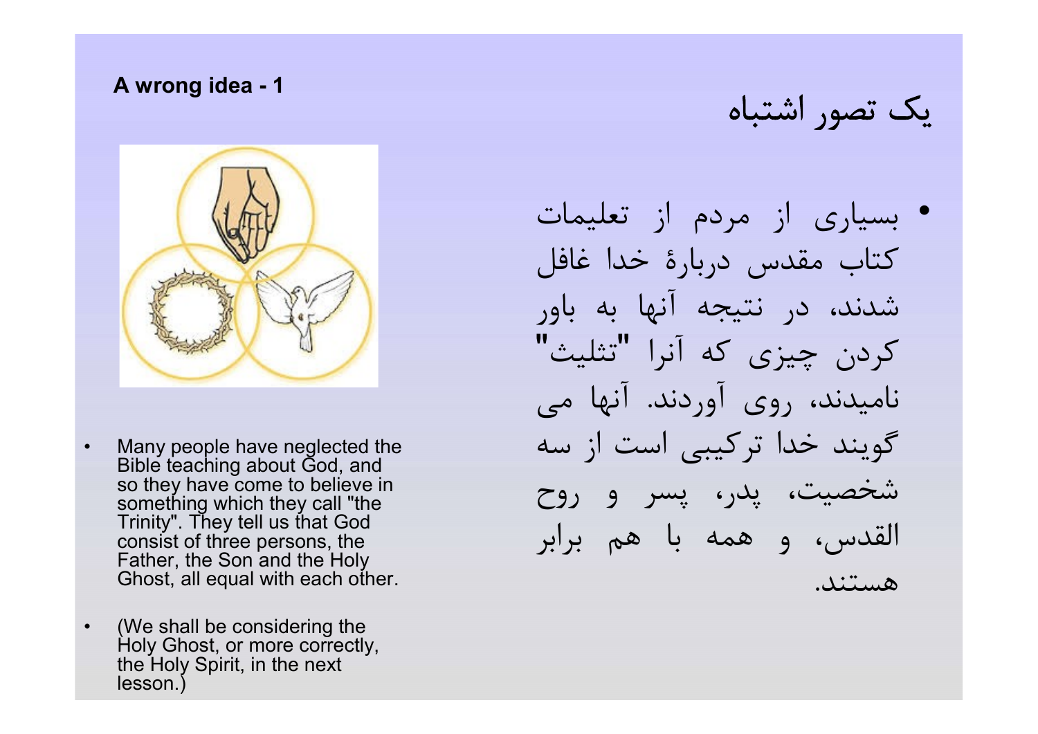**A wrong idea - 1**

# یک تصور اشتباه

- Many people have neglected the Bible teaching about God, and so they have come to believe in something which they call "the Trinity". They tell us that God consist of three persons, the Father, the Son and the Holy Ghost, all equal with each other.

- (We shall be considering the Holy Ghost, or more correctly, the Holy Spirit, in the next lesson.)

- بسیاری از مردم از تعلیمات کتاب مقدس دربارۀ خدا غافل شدند، در نتیجه آنها به باور کردن چیزی که آنرا "تثلیث" نامیدند، روی آوردند. آنها می گویند خدا ترکیبی است از سه شخصیت، پدر، پسر و روح القدس، و همه با هم برابر هستند.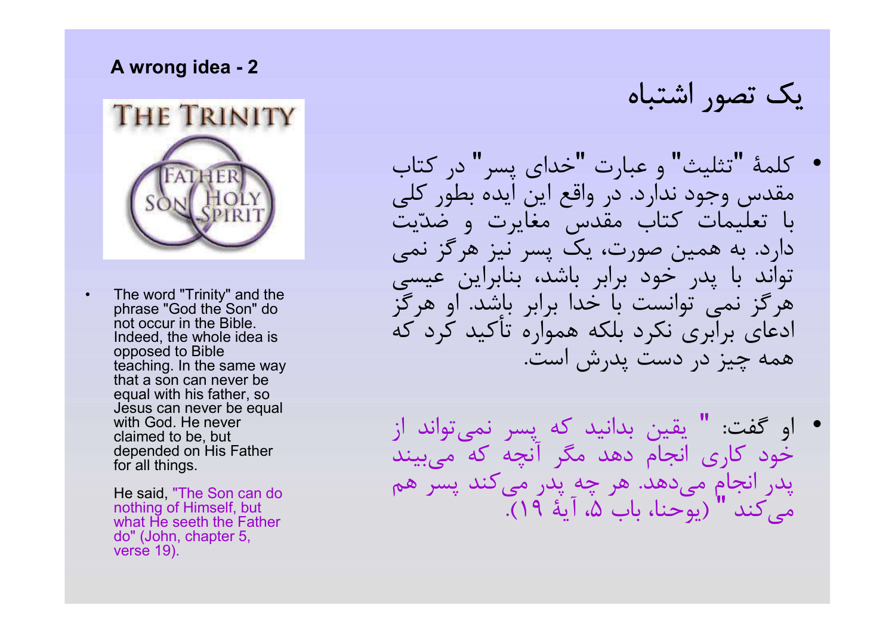**A wrong idea - 2**

- The word "Trinity" and the phrase "God the Son" do not occur in the Bible. Indeed, the whole idea is opposed to Bible teaching. In the same way that a son can never be equal with his father, so Jesus can never be equal with God. He never claimed to be, but depended on His Father for all things.

  He said, "The Son can do nothing of Himself, but what He seeth the Father do" (John, chapter 5, verse 19).

# یک تصور اشتباه

- کلمهٔ "تثلیث" و عبارت "خدای پسر" در کتاب مقدس وجود ندارد. در واقع این ایده بطور کلی با تعلیمات کتاب مقدس مغایرت و ضدّیت دارد. به همین صورت، یک پسر نیز هرگز نمی تواند با پدر خود برابر باشد، بنابراین عیسی هرگز نمی توانست با خدا برابر باشد. او هرگز ادعای برابری نکرد بلکه همواره تأکید کرد که همه چیز در دست پدرش است.

- او گفت: " یقین بدانید که پسر نمی‌تواند از خود کاری انجام دهد مگر آنچه که می‌بیند پدر انجام می‌دهد. هر چه پدر می‌کند پسر هم می‌کند " (یوحنا، باب ۵، آیهٔ ۱۹).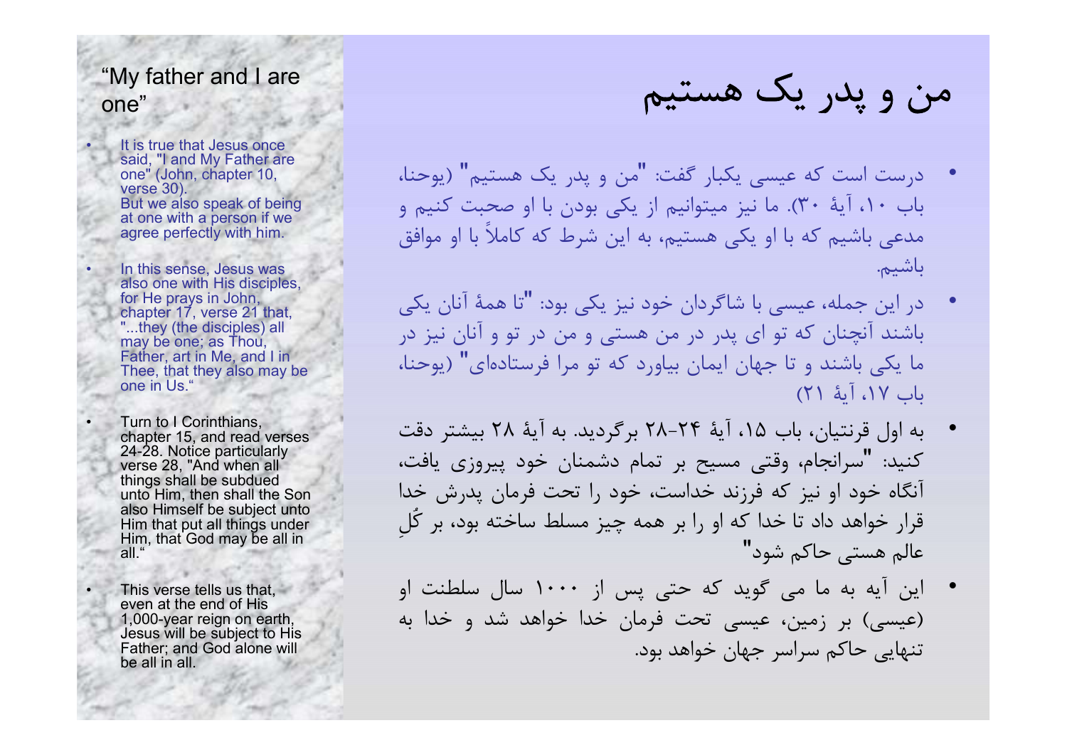## "My father and I are one"

- It is true that Jesus once said, "I and My Father are one" (John, chapter 10, verse 30). But we also speak of being at one with a person if we agree perfectly with him.
- In this sense, Jesus was also one with His disciples, for He prays in John, chapter 17, verse 21 that, "...they (the disciples) all may be one; as Thou, Father, art in Me, and I in Thee, that they also may be one in Us."
- Turn to I Corinthians, chapter 15, and read verses 24-28. Notice particularly verse 28, "And when all things shall be subdued unto Him, then shall the Son also Himself be subject unto Him that put all things under Him, that God may be all in all."
- This verse tells us that, even at the end of His 1,000-year reign on earth, Jesus will be subject to His Father; and God alone will be all in all.

# من و پدر یک هستیم

- درست است که عیسی یکبار گفت: "من و پدر یک هستیم" (یوحنا، باب ۱۰، آیهٔ ۳۰). ما نیز میتوانیم از یکی بودن با او صحبت کنیم و مدعی باشیم که با او یکی هستیم، به این شرط که کاملاً با او موافق باشیم.
- در این جمله، عیسی با شاگردان خود نیز یکی بود: "تا همهٔ آنان یکی باشند آنچنان که تو ای پدر در من هستی و من در تو و آنان نیز در ما یکی باشند و تا جهان ایمان بیاورد که تو مرا فرستاده‌ای" (یوحنا، باب ۱۷، آیهٔ ۲۱)
- به اول قرنتیان، باب ۱۵، آیهٔ ۲۴-۲۸ برگردید. به آیهٔ ۲۸ بیشتر دقت کنید: "سرانجام، وقتی مسیح بر تمام دشمنان خود پیروزی یافت، آنگاه خود او نیز که فرزند خداست، خود را تحت فرمان پدرش خدا قرار خواهد داد تا خدا که او را بر همه چیز مسلط ساخته بود، بر کُلِ عالم هستی حاکم شود"
- این آیه به ما می گوید که حتی پس از ۱۰۰۰ سال سلطنت او (عیسی) بر زمین، عیسی تحت فرمان خدا خواهد شد و خدا به تنهایی حاکم سراسر جهان خواهد بود.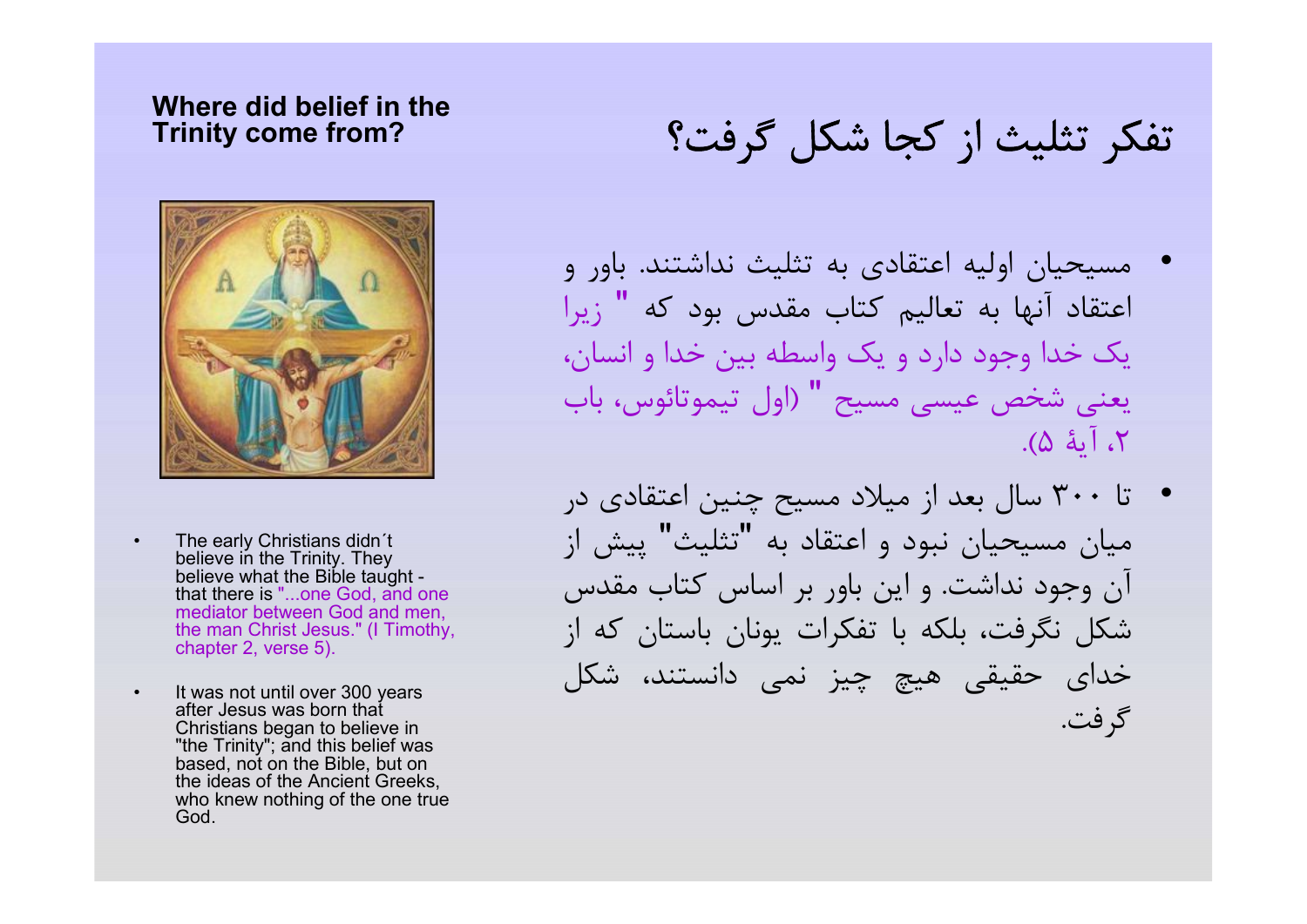## Where did belief in the Trinity come from?

- The early Christians didn´t believe in the Trinity. They believe what the Bible taught - that there is "...one God, and one mediator between God and men, the man Christ Jesus." (I Timothy, chapter 2, verse 5).
- It was not until over 300 years after Jesus was born that Christians began to believe in "the Trinity"; and this belief was based, not on the Bible, but on the ideas of the Ancient Greeks, who knew nothing of the one true God.

## تفکر تثلیث از کجا شکل گرفت؟

- مسیحیان اولیه اعتقادی به تثلیث نداشتند. باور و اعتقاد آنها به تعالیم کتاب مقدس بود که " زیرا یک خدا وجود دارد و یک واسطه بین خدا و انسان، یعنی شخص عیسی مسیح " (اول تیموتائوس، باب ۲، آیهٔ ۵).
- تا ۳۰۰ سال بعد از میلاد مسیح چنین اعتقادی در میان مسیحیان نبود و اعتقاد به "تثلیث" پیش از آن وجود نداشت. و این باور بر اساس کتاب مقدس شکل نگرفت، بلکه با تفکرات یونان باستان که از خدای حقیقی هیچ چیز نمی دانستند، شکل گرفت.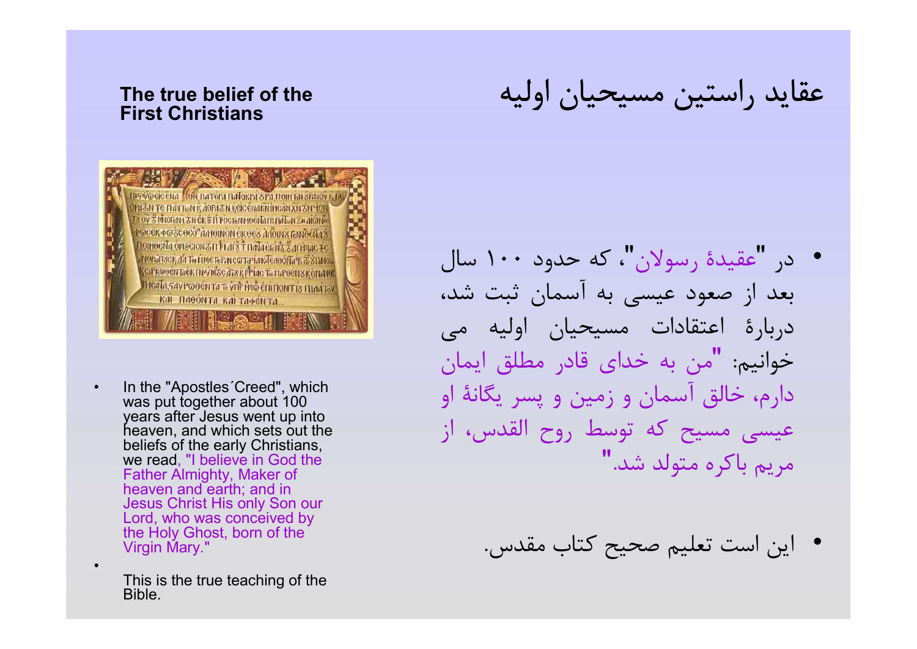## The true belief of the First Christians

## عقاید راستین مسیحیان اولیه

- In the "Apostles´Creed", which was put together about 100 years after Jesus went up into heaven, and which sets out the beliefs of the early Christians, we read, "I believe in God the Father Almighty, Maker of heaven and earth; and in Jesus Christ His only Son our Lord, who was conceived by the Holy Ghost, born of the Virgin Mary."
- This is the true teaching of the Bible.

- در "عقیدۀ رسولان"، که حدود ۱۰۰ سال بعد از صعود عیسی به آسمان ثبت شد، دربارۀ اعتقادات مسیحیان اولیه می خوانیم: "من به خدای قادر مطلق ایمان دارم، خالق آسمان و زمین و پسر یگانۀ او عیسی مسیح که توسط روح القدس، از مریم باکره متولد شد."
- این است تعلیم صحیح کتاب مقدس.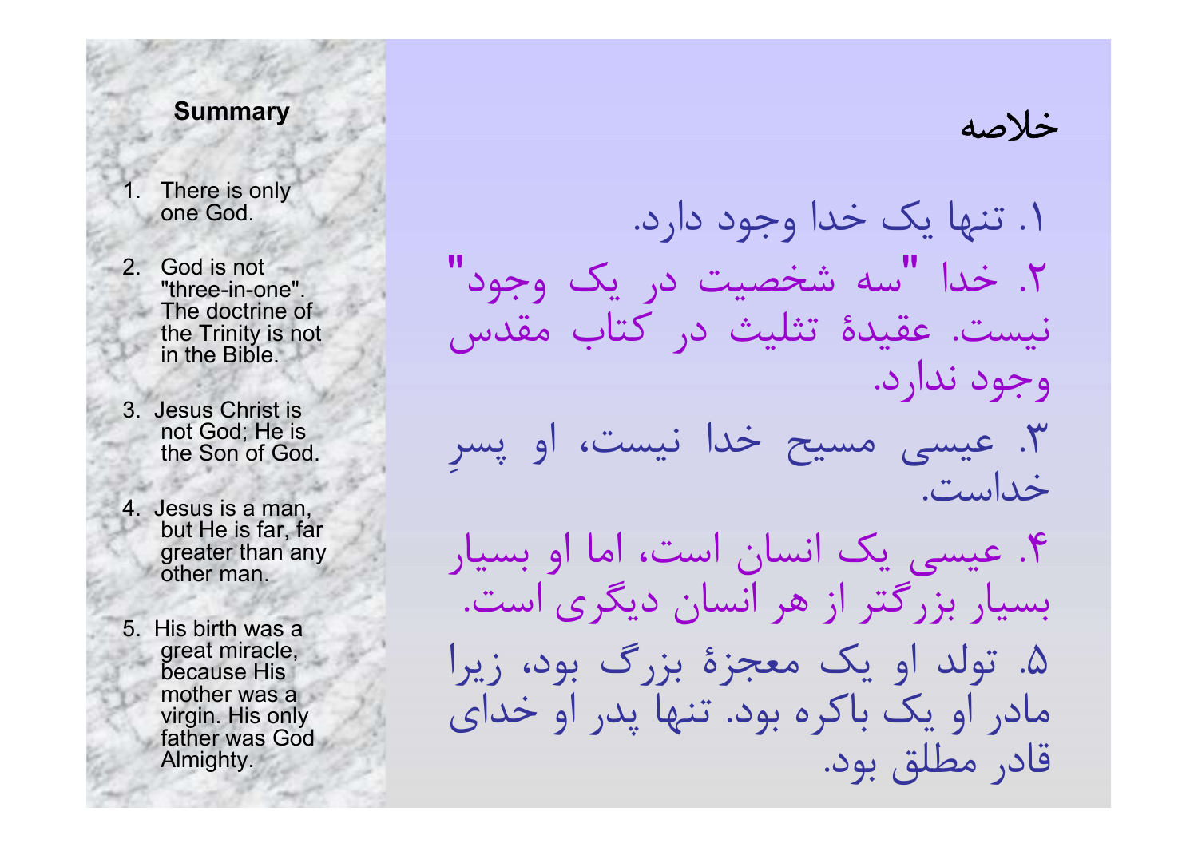**Summary**

1. There is only one God.
2. God is not "three-in-one". The doctrine of the Trinity is not in the Bible.
3. Jesus Christ is not God; He is the Son of God.
4. Jesus is a man, but He is far, far greater than any other man.
5. His birth was a great miracle, because His mother was a virgin. His only father was God Almighty.

## خلاصه

۱. تنها یک خدا وجود دارد.

۲. خدا "سه شخصیت در یک وجود" نیست. عقیدهٔ تثلیث در کتاب مقدس وجود ندارد.

۳. عیسی مسیح خدا نیست، او پسرِ خداست.

۴. عیسی یک انسان است، اما او بسیار بسیار بزرگتر از هر انسان دیگری است.

۵. تولد او یک معجزهٔ بزرگ بود، زیرا مادر او یک باکره بود. تنها پدر او خدای قادر مطلق بود.